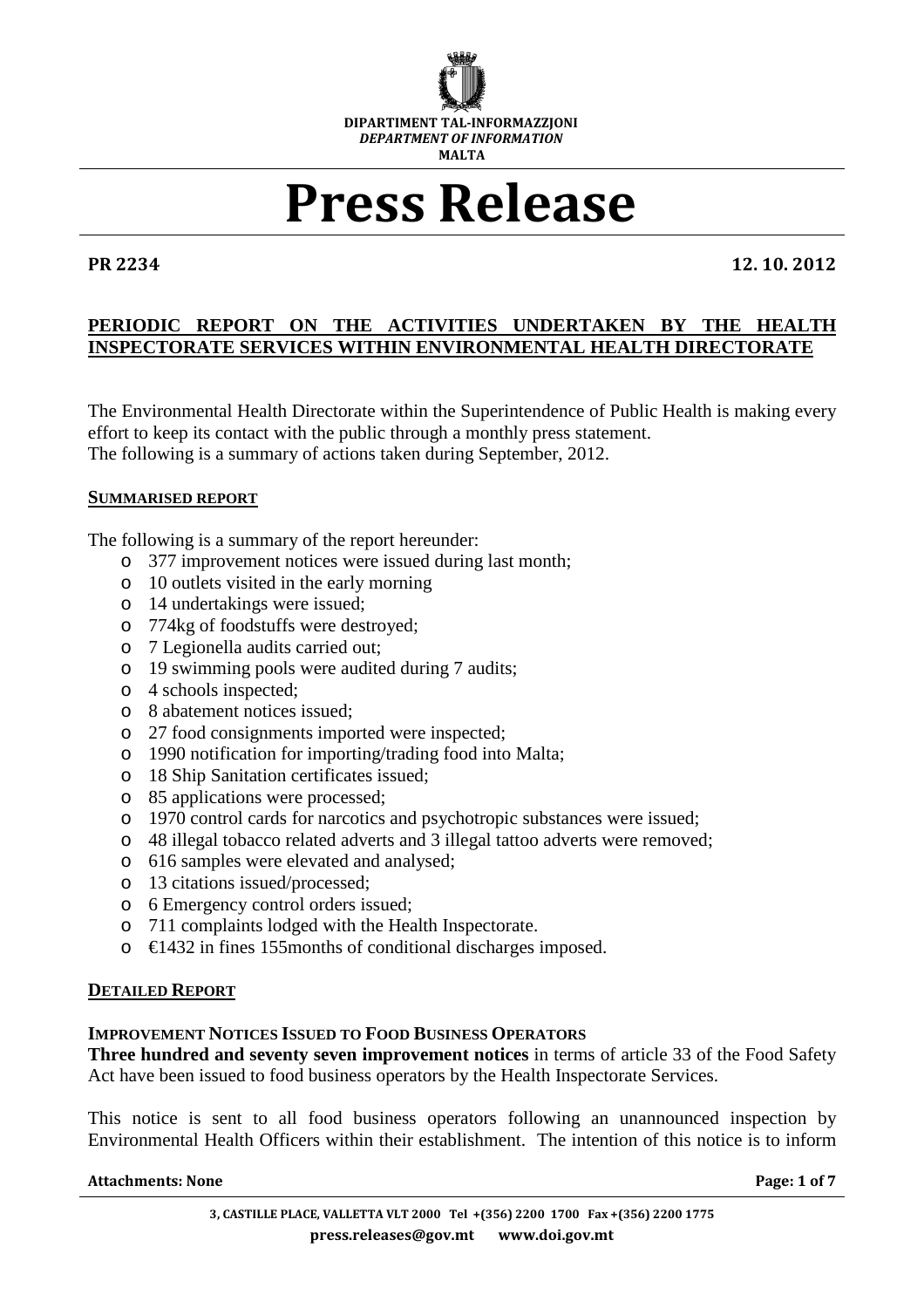DIPARTIMENT TAL-INFORMAZZJONI
*DEPARTMENT OF INFORMATION*
MALTA

# Press Release

**PR 2234** **12. 10. 2012**

## PERIODIC REPORT ON THE ACTIVITIES UNDERTAKEN BY THE HEALTH INSPECTORATE SERVICES WITHIN ENVIRONMENTAL HEALTH DIRECTORATE

The Environmental Health Directorate within the Superintendence of Public Health is making every effort to keep its contact with the public through a monthly press statement.
The following is a summary of actions taken during September, 2012.

### SUMMARISED REPORT

The following is a summary of the report hereunder:

- 377 improvement notices were issued during last month;
- 10 outlets visited in the early morning
- 14 undertakings were issued;
- 774kg of foodstuffs were destroyed;
- 7 Legionella audits carried out;
- 19 swimming pools were audited during 7 audits;
- 4 schools inspected;
- 8 abatement notices issued;
- 27 food consignments imported were inspected;
- 1990 notification for importing/trading food into Malta;
- 18 Ship Sanitation certificates issued;
- 85 applications were processed;
- 1970 control cards for narcotics and psychotropic substances were issued;
- 48 illegal tobacco related adverts and 3 illegal tattoo adverts were removed;
- 616 samples were elevated and analysed;
- 13 citations issued/processed;
- 6 Emergency control orders issued;
- 711 complaints lodged with the Health Inspectorate.
- €1432 in fines 155months of conditional discharges imposed.

### DETAILED REPORT

#### IMPROVEMENT NOTICES ISSUED TO FOOD BUSINESS OPERATORS

**Three hundred and seventy seven improvement notices** in terms of article 33 of the Food Safety Act have been issued to food business operators by the Health Inspectorate Services.

This notice is sent to all food business operators following an unannounced inspection by Environmental Health Officers within their establishment. The intention of this notice is to inform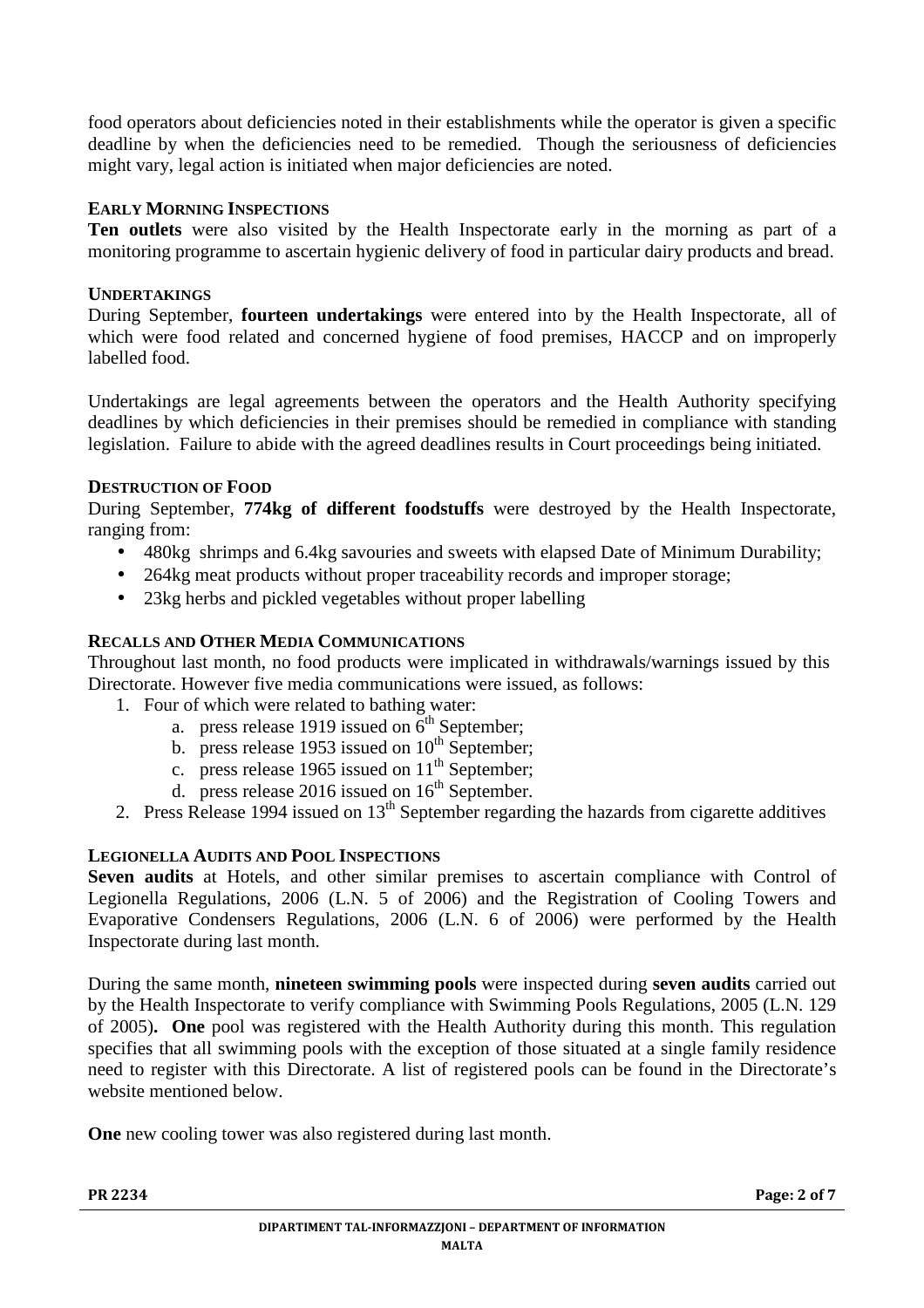food operators about deficiencies noted in their establishments while the operator is given a specific deadline by when the deficiencies need to be remedied. Though the seriousness of deficiencies might vary, legal action is initiated when major deficiencies are noted.

### EARLY MORNING INSPECTIONS

**Ten outlets** were also visited by the Health Inspectorate early in the morning as part of a monitoring programme to ascertain hygienic delivery of food in particular dairy products and bread.

### UNDERTAKINGS

During September, **fourteen undertakings** were entered into by the Health Inspectorate, all of which were food related and concerned hygiene of food premises, HACCP and on improperly labelled food.

Undertakings are legal agreements between the operators and the Health Authority specifying deadlines by which deficiencies in their premises should be remedied in compliance with standing legislation. Failure to abide with the agreed deadlines results in Court proceedings being initiated.

### DESTRUCTION OF FOOD

During September, **774kg of different foodstuffs** were destroyed by the Health Inspectorate, ranging from:

- 480kg shrimps and 6.4kg savouries and sweets with elapsed Date of Minimum Durability;
- 264kg meat products without proper traceability records and improper storage;
- 23kg herbs and pickled vegetables without proper labelling

### RECALLS AND OTHER MEDIA COMMUNICATIONS

Throughout last month, no food products were implicated in withdrawals/warnings issued by this Directorate. However five media communications were issued, as follows:

1. Four of which were related to bathing water:
   a. press release 1919 issued on 6th September;
   b. press release 1953 issued on 10th September;
   c. press release 1965 issued on 11th September;
   d. press release 2016 issued on 16th September.
2. Press Release 1994 issued on 13th September regarding the hazards from cigarette additives

### LEGIONELLA AUDITS AND POOL INSPECTIONS

**Seven audits** at Hotels, and other similar premises to ascertain compliance with Control of Legionella Regulations, 2006 (L.N. 5 of 2006) and the Registration of Cooling Towers and Evaporative Condensers Regulations, 2006 (L.N. 6 of 2006) were performed by the Health Inspectorate during last month.

During the same month, **nineteen swimming pools** were inspected during **seven audits** carried out by the Health Inspectorate to verify compliance with Swimming Pools Regulations, 2005 (L.N. 129 of 2005)**. One** pool was registered with the Health Authority during this month. This regulation specifies that all swimming pools with the exception of those situated at a single family residence need to register with this Directorate. A list of registered pools can be found in the Directorate's website mentioned below.

**One** new cooling tower was also registered during last month.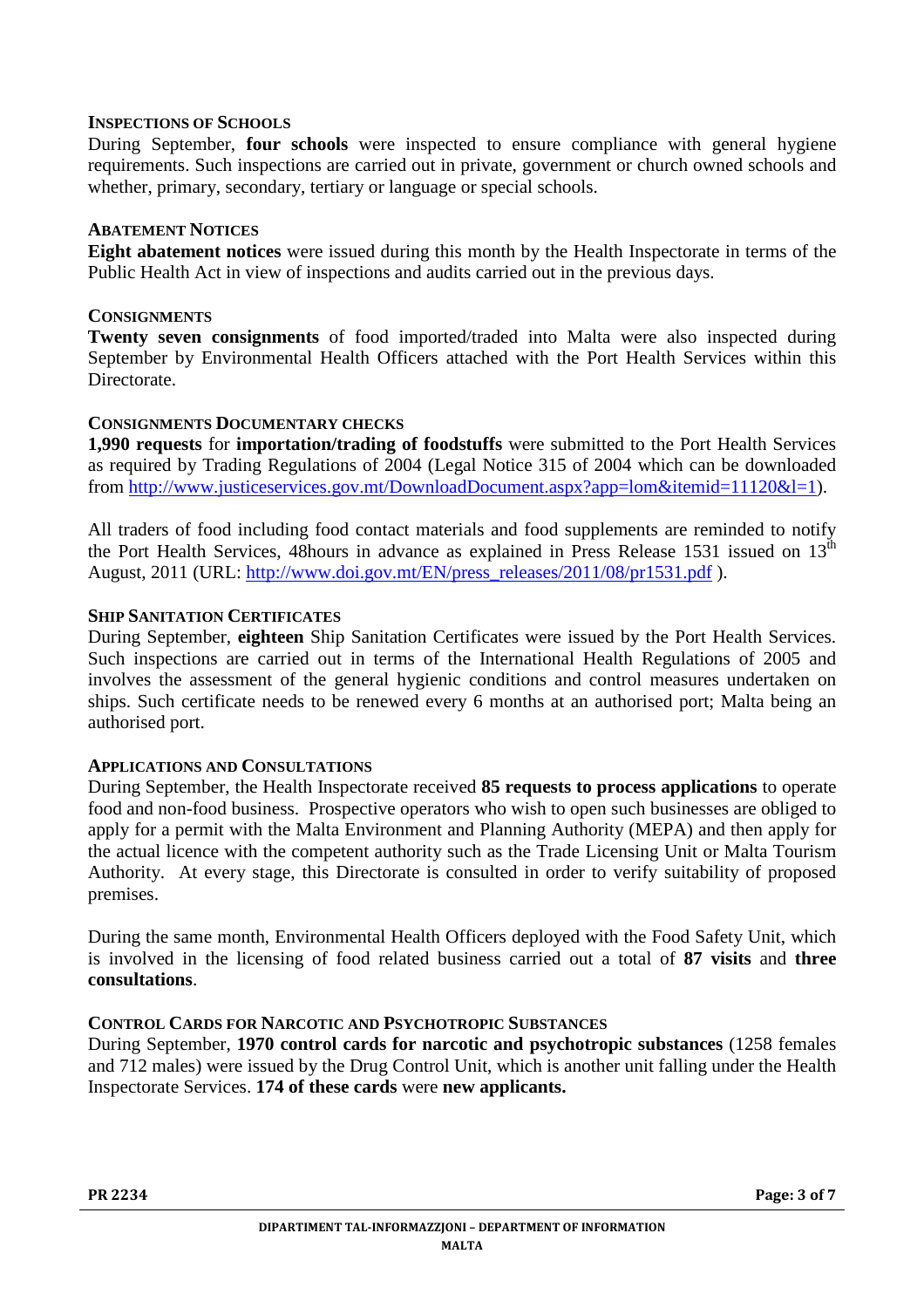### Inspections of Schools

During September, **four schools** were inspected to ensure compliance with general hygiene requirements. Such inspections are carried out in private, government or church owned schools and whether, primary, secondary, tertiary or language or special schools.

### Abatement Notices

**Eight abatement notices** were issued during this month by the Health Inspectorate in terms of the Public Health Act in view of inspections and audits carried out in the previous days.

### Consignments

**Twenty seven consignments** of food imported/traded into Malta were also inspected during September by Environmental Health Officers attached with the Port Health Services within this Directorate.

### Consignments Documentary Checks

**1,990 requests** for **importation/trading of foodstuffs** were submitted to the Port Health Services as required by Trading Regulations of 2004 (Legal Notice 315 of 2004 which can be downloaded from http://www.justiceservices.gov.mt/DownloadDocument.aspx?app=lom&itemid=11120&l=1).

All traders of food including food contact materials and food supplements are reminded to notify the Port Health Services, 48hours in advance as explained in Press Release 1531 issued on 13th August, 2011 (URL: http://www.doi.gov.mt/EN/press_releases/2011/08/pr1531.pdf ).

### Ship Sanitation Certificates

During September, **eighteen** Ship Sanitation Certificates were issued by the Port Health Services. Such inspections are carried out in terms of the International Health Regulations of 2005 and involves the assessment of the general hygienic conditions and control measures undertaken on ships. Such certificate needs to be renewed every 6 months at an authorised port; Malta being an authorised port.

### Applications and Consultations

During September, the Health Inspectorate received **85 requests to process applications** to operate food and non-food business. Prospective operators who wish to open such businesses are obliged to apply for a permit with the Malta Environment and Planning Authority (MEPA) and then apply for the actual licence with the competent authority such as the Trade Licensing Unit or Malta Tourism Authority. At every stage, this Directorate is consulted in order to verify suitability of proposed premises.

During the same month, Environmental Health Officers deployed with the Food Safety Unit, which is involved in the licensing of food related business carried out a total of **87 visits** and **three consultations**.

### Control Cards for Narcotic and Psychotropic Substances

During September, **1970 control cards for narcotic and psychotropic substances** (1258 females and 712 males) were issued by the Drug Control Unit, which is another unit falling under the Health Inspectorate Services. **174 of these cards** were **new applicants.**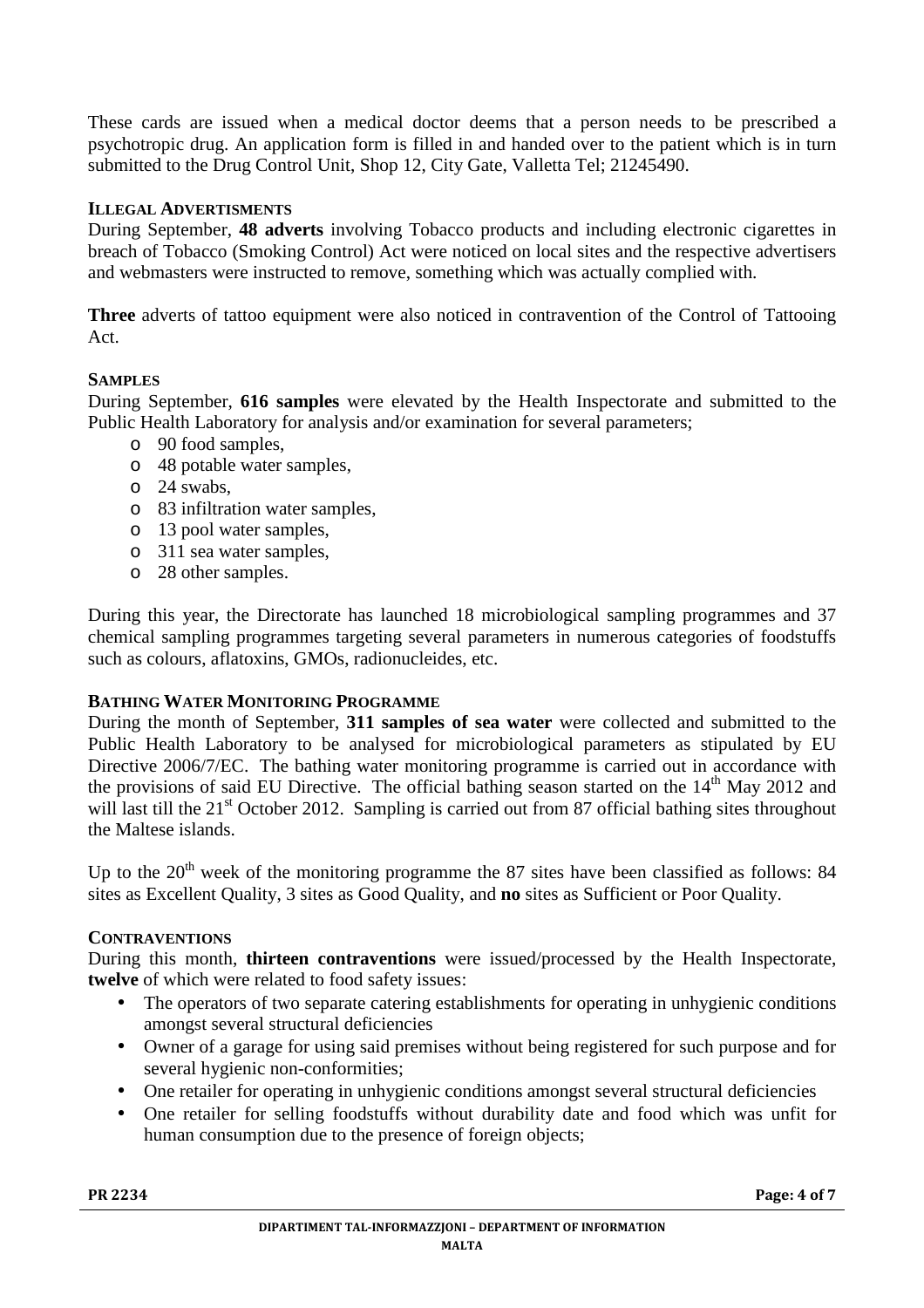These cards are issued when a medical doctor deems that a person needs to be prescribed a psychotropic drug. An application form is filled in and handed over to the patient which is in turn submitted to the Drug Control Unit, Shop 12, City Gate, Valletta Tel; 21245490.

**ILLEGAL ADVERTISMENTS**

During September, **48 adverts** involving Tobacco products and including electronic cigarettes in breach of Tobacco (Smoking Control) Act were noticed on local sites and the respective advertisers and webmasters were instructed to remove, something which was actually complied with.

**Three** adverts of tattoo equipment were also noticed in contravention of the Control of Tattooing Act.

**SAMPLES**

During September, **616 samples** were elevated by the Health Inspectorate and submitted to the Public Health Laboratory for analysis and/or examination for several parameters;

- 90 food samples,
- 48 potable water samples,
- 24 swabs,
- 83 infiltration water samples,
- 13 pool water samples,
- 311 sea water samples,
- 28 other samples.

During this year, the Directorate has launched 18 microbiological sampling programmes and 37 chemical sampling programmes targeting several parameters in numerous categories of foodstuffs such as colours, aflatoxins, GMOs, radionucleides, etc.

**BATHING WATER MONITORING PROGRAMME**

During the month of September, **311 samples of sea water** were collected and submitted to the Public Health Laboratory to be analysed for microbiological parameters as stipulated by EU Directive 2006/7/EC. The bathing water monitoring programme is carried out in accordance with the provisions of said EU Directive. The official bathing season started on the 14th May 2012 and will last till the 21st October 2012. Sampling is carried out from 87 official bathing sites throughout the Maltese islands.

Up to the 20th week of the monitoring programme the 87 sites have been classified as follows: 84 sites as Excellent Quality, 3 sites as Good Quality, and **no** sites as Sufficient or Poor Quality.

**CONTRAVENTIONS**

During this month, **thirteen contraventions** were issued/processed by the Health Inspectorate, **twelve** of which were related to food safety issues:

- The operators of two separate catering establishments for operating in unhygienic conditions amongst several structural deficiencies
- Owner of a garage for using said premises without being registered for such purpose and for several hygienic non-conformities;
- One retailer for operating in unhygienic conditions amongst several structural deficiencies
- One retailer for selling foodstuffs without durability date and food which was unfit for human consumption due to the presence of foreign objects;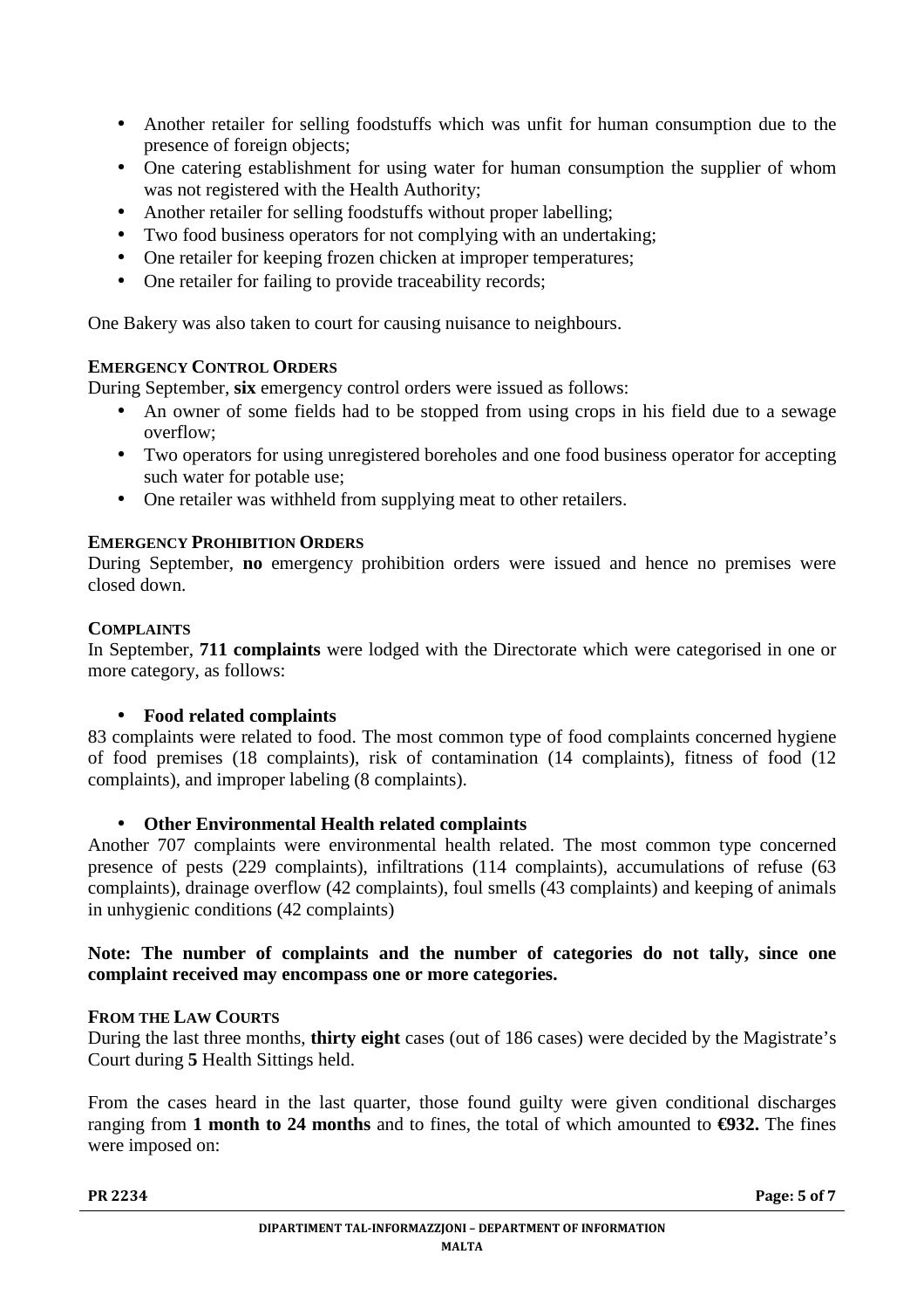- Another retailer for selling foodstuffs which was unfit for human consumption due to the presence of foreign objects;
- One catering establishment for using water for human consumption the supplier of whom was not registered with the Health Authority;
- Another retailer for selling foodstuffs without proper labelling;
- Two food business operators for not complying with an undertaking;
- One retailer for keeping frozen chicken at improper temperatures;
- One retailer for failing to provide traceability records;

One Bakery was also taken to court for causing nuisance to neighbours.

**EMERGENCY CONTROL ORDERS**

During September, **six** emergency control orders were issued as follows:

- An owner of some fields had to be stopped from using crops in his field due to a sewage overflow;
- Two operators for using unregistered boreholes and one food business operator for accepting such water for potable use;
- One retailer was withheld from supplying meat to other retailers.

**EMERGENCY PROHIBITION ORDERS**

During September, **no** emergency prohibition orders were issued and hence no premises were closed down.

**COMPLAINTS**

In September, **711 complaints** were lodged with the Directorate which were categorised in one or more category, as follows:

- **Food related complaints**

83 complaints were related to food. The most common type of food complaints concerned hygiene of food premises (18 complaints), risk of contamination (14 complaints), fitness of food (12 complaints), and improper labeling (8 complaints).

- **Other Environmental Health related complaints**

Another 707 complaints were environmental health related. The most common type concerned presence of pests (229 complaints), infiltrations (114 complaints), accumulations of refuse (63 complaints), drainage overflow (42 complaints), foul smells (43 complaints) and keeping of animals in unhygienic conditions (42 complaints)

**Note: The number of complaints and the number of categories do not tally, since one complaint received may encompass one or more categories.**

**FROM THE LAW COURTS**

During the last three months, **thirty eight** cases (out of 186 cases) were decided by the Magistrate's Court during **5** Health Sittings held.

From the cases heard in the last quarter, those found guilty were given conditional discharges ranging from **1 month to 24 months** and to fines, the total of which amounted to **€932.** The fines were imposed on: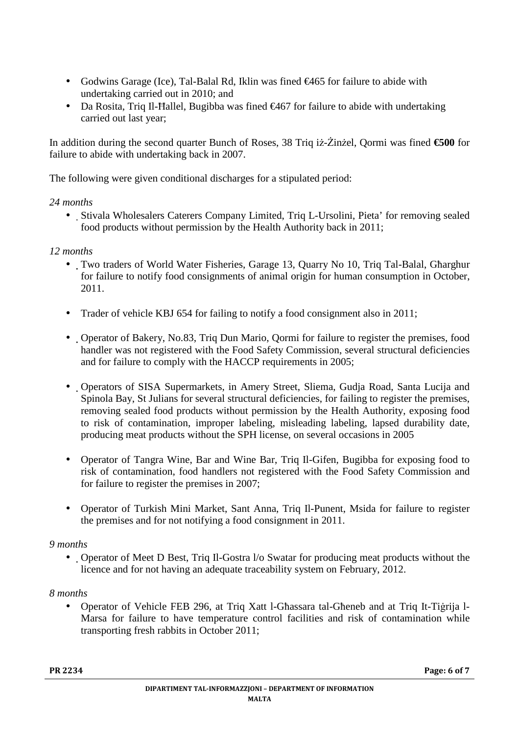- Godwins Garage (Ice), Tal-Balal Rd, Iklin was fined €465 for failure to abide with undertaking carried out in 2010; and
- Da Rosita, Triq Il-Ħallel, Bugibba was fined €467 for failure to abide with undertaking carried out last year;

In addition during the second quarter Bunch of Roses, 38 Triq iż-Żinżel, Qormi was fined **€500** for failure to abide with undertaking back in 2007.

The following were given conditional discharges for a stipulated period:

*24 months*

- Stivala Wholesalers Caterers Company Limited, Triq L-Ursolini, Pieta' for removing sealed food products without permission by the Health Authority back in 2011;

*12 months*

- Two traders of World Water Fisheries, Garage 13, Quarry No 10, Triq Tal-Balal, Għarghur for failure to notify food consignments of animal origin for human consumption in October, 2011.

- Trader of vehicle KBJ 654 for failing to notify a food consignment also in 2011;

- Operator of Bakery, No.83, Triq Dun Mario, Qormi for failure to register the premises, food handler was not registered with the Food Safety Commission, several structural deficiencies and for failure to comply with the HACCP requirements in 2005;

- Operators of SISA Supermarkets, in Amery Street, Sliema, Gudja Road, Santa Lucija and Spinola Bay, St Julians for several structural deficiencies, for failing to register the premises, removing sealed food products without permission by the Health Authority, exposing food to risk of contamination, improper labeling, misleading labeling, lapsed durability date, producing meat products without the SPH license, on several occasions in 2005

- Operator of Tangra Wine, Bar and Wine Bar, Triq Il-Gifen, Bugibba for exposing food to risk of contamination, food handlers not registered with the Food Safety Commission and for failure to register the premises in 2007;

- Operator of Turkish Mini Market, Sant Anna, Triq Il-Punent, Msida for failure to register the premises and for not notifying a food consignment in 2011.

*9 months*

- Operator of Meet D Best, Triq Il-Gostra l/o Swatar for producing meat products without the licence and for not having an adequate traceability system on February, 2012.

*8 months*

- Operator of Vehicle FEB 296, at Triq Xatt l-Għassara tal-Għeneb and at Triq It-Tiġrija l-Marsa for failure to have temperature control facilities and risk of contamination while transporting fresh rabbits in October 2011;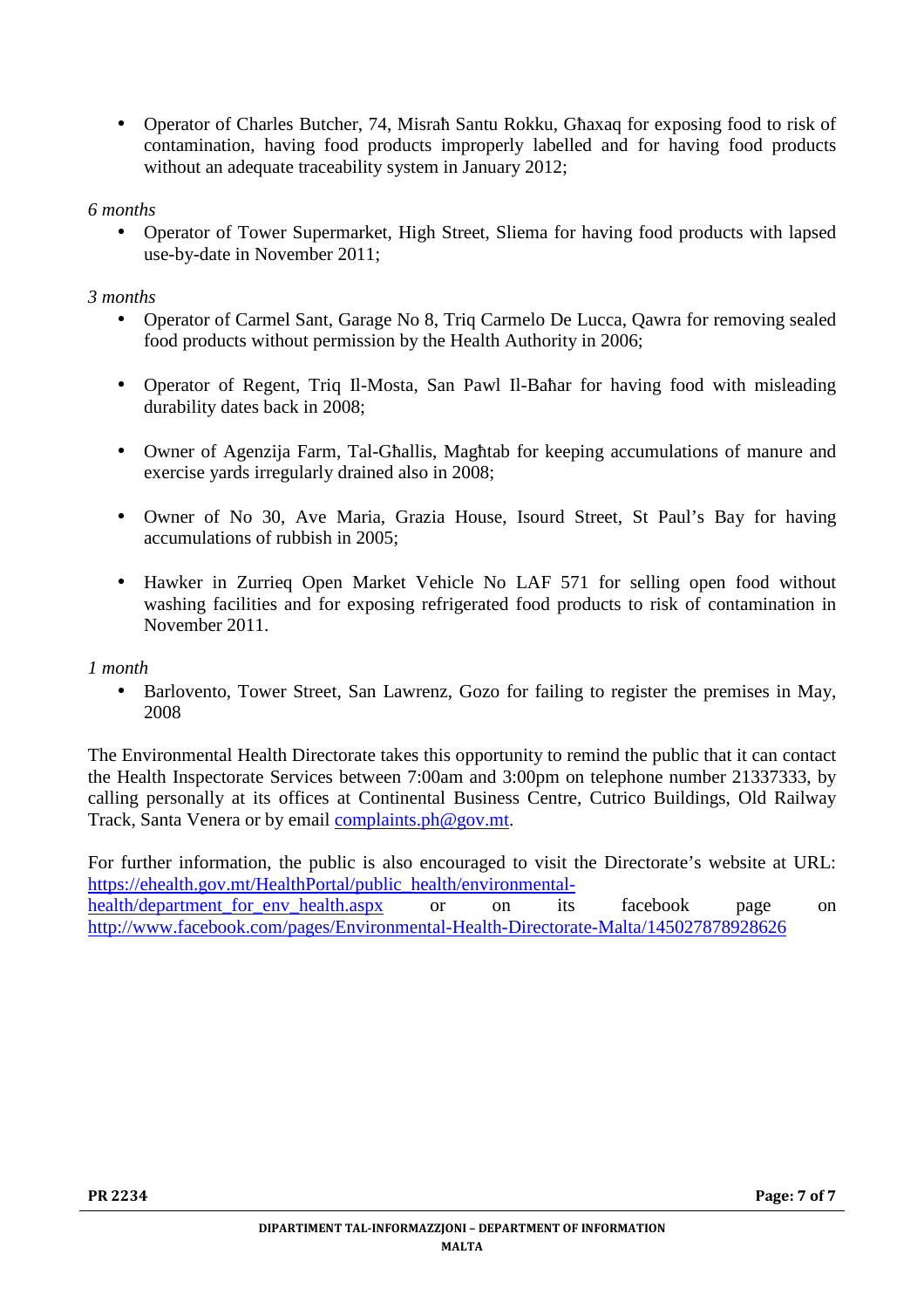- Operator of Charles Butcher, 74, Misraħ Santu Rokku, Għaxaq for exposing food to risk of contamination, having food products improperly labelled and for having food products without an adequate traceability system in January 2012;

*6 months*

- Operator of Tower Supermarket, High Street, Sliema for having food products with lapsed use-by-date in November 2011;

*3 months*

- Operator of Carmel Sant, Garage No 8, Triq Carmelo De Lucca, Qawra for removing sealed food products without permission by the Health Authority in 2006;

- Operator of Regent, Triq Il-Mosta, San Pawl Il-Baħar for having food with misleading durability dates back in 2008;

- Owner of Agenzija Farm, Tal-Għallis, Magħtab for keeping accumulations of manure and exercise yards irregularly drained also in 2008;

- Owner of No 30, Ave Maria, Grazia House, Isourd Street, St Paul's Bay for having accumulations of rubbish in 2005;

- Hawker in Zurrieq Open Market Vehicle No LAF 571 for selling open food without washing facilities and for exposing refrigerated food products to risk of contamination in November 2011.

*1 month*

- Barlovento, Tower Street, San Lawrenz, Gozo for failing to register the premises in May, 2008

The Environmental Health Directorate takes this opportunity to remind the public that it can contact the Health Inspectorate Services between 7:00am and 3:00pm on telephone number 21337333, by calling personally at its offices at Continental Business Centre, Cutrico Buildings, Old Railway Track, Santa Venera or by email complaints.ph@gov.mt.

For further information, the public is also encouraged to visit the Directorate's website at URL: https://ehealth.gov.mt/HealthPortal/public_health/environmental-health/department_for_env_health.aspx or on its facebook page on http://www.facebook.com/pages/Environmental-Health-Directorate-Malta/145027878928626